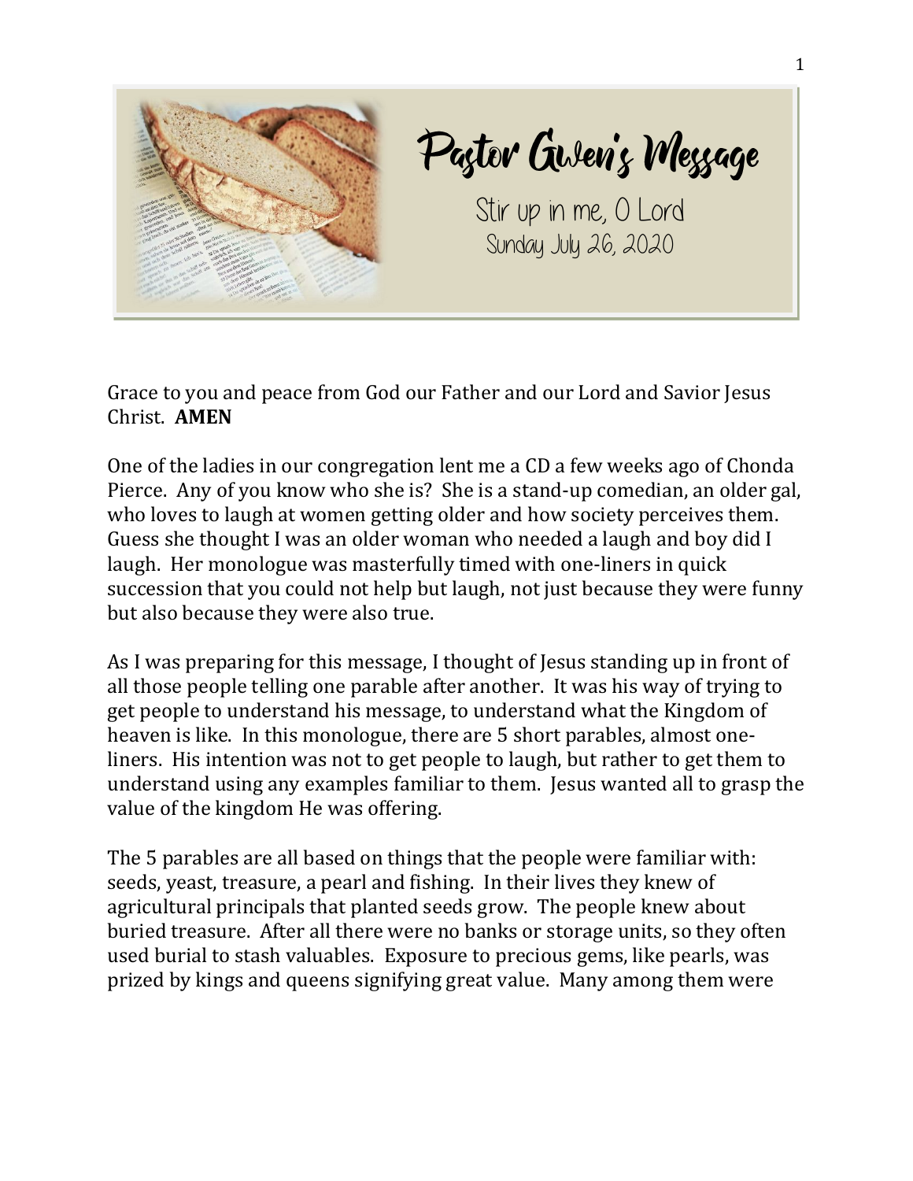# Pastor Gwen's Message

Stir up in me, O Lord

Sunday July 26, 2020

Grace to you and peace from God our Father and our Lord and Savior Jesus Christ. **AMEN**

One of the ladies in our congregation lent me a CD a few weeks ago of Chonda Pierce. Any of you know who she is? She is a stand-up comedian, an older gal, who loves to laugh at women getting older and how society perceives them. Guess she thought I was an older woman who needed a laugh and boy did I laugh. Her monologue was masterfully timed with one-liners in quick succession that you could not help but laugh, not just because they were funny but also because they were also true.

As I was preparing for this message, I thought of Jesus standing up in front of all those people telling one parable after another. It was his way of trying to get people to understand his message, to understand what the Kingdom of heaven is like. In this monologue, there are 5 short parables, almost one-liners. His intention was not to get people to laugh, but rather to get them to understand using any examples familiar to them. Jesus wanted all to grasp the value of the kingdom He was offering.

The 5 parables are all based on things that the people were familiar with: seeds, yeast, treasure, a pearl and fishing. In their lives they knew of agricultural principals that planted seeds grow. The people knew about buried treasure. After all there were no banks or storage units, so they often used burial to stash valuables. Exposure to precious gems, like pearls, was prized by kings and queens signifying great value. Many among them were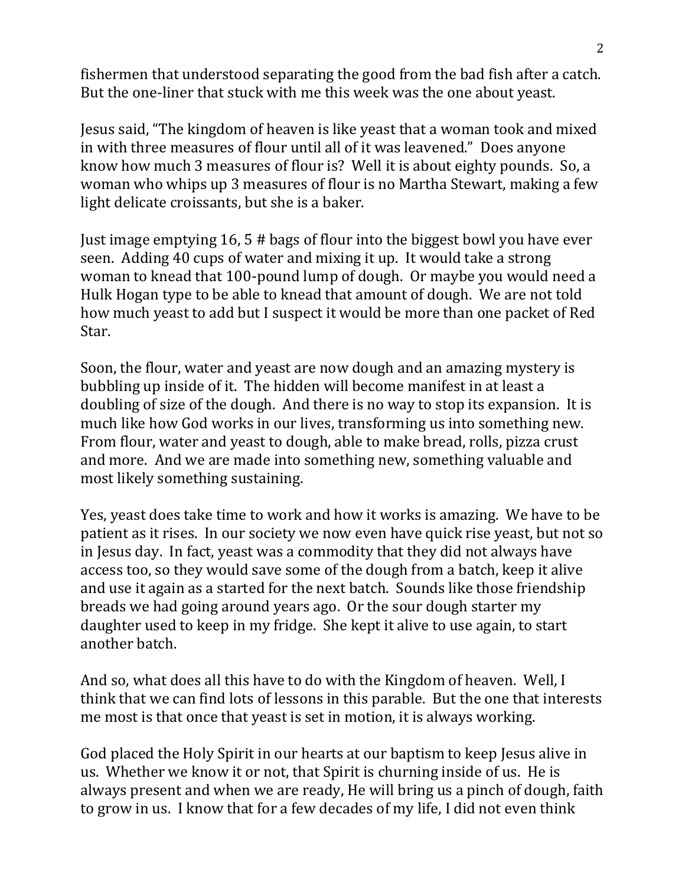fishermen that understood separating the good from the bad fish after a catch. But the one-liner that stuck with me this week was the one about yeast.

Jesus said, "The kingdom of heaven is like yeast that a woman took and mixed in with three measures of flour until all of it was leavened." Does anyone know how much 3 measures of flour is? Well it is about eighty pounds. So, a woman who whips up 3 measures of flour is no Martha Stewart, making a few light delicate croissants, but she is a baker.

Just image emptying 16, 5 # bags of flour into the biggest bowl you have ever seen. Adding 40 cups of water and mixing it up. It would take a strong woman to knead that 100-pound lump of dough. Or maybe you would need a Hulk Hogan type to be able to knead that amount of dough. We are not told how much yeast to add but I suspect it would be more than one packet of Red Star.

Soon, the flour, water and yeast are now dough and an amazing mystery is bubbling up inside of it. The hidden will become manifest in at least a doubling of size of the dough. And there is no way to stop its expansion. It is much like how God works in our lives, transforming us into something new. From flour, water and yeast to dough, able to make bread, rolls, pizza crust and more. And we are made into something new, something valuable and most likely something sustaining.

Yes, yeast does take time to work and how it works is amazing. We have to be patient as it rises. In our society we now even have quick rise yeast, but not so in Jesus day. In fact, yeast was a commodity that they did not always have access too, so they would save some of the dough from a batch, keep it alive and use it again as a started for the next batch. Sounds like those friendship breads we had going around years ago. Or the sour dough starter my daughter used to keep in my fridge. She kept it alive to use again, to start another batch.

And so, what does all this have to do with the Kingdom of heaven. Well, I think that we can find lots of lessons in this parable. But the one that interests me most is that once that yeast is set in motion, it is always working.

God placed the Holy Spirit in our hearts at our baptism to keep Jesus alive in us. Whether we know it or not, that Spirit is churning inside of us. He is always present and when we are ready, He will bring us a pinch of dough, faith to grow in us. I know that for a few decades of my life, I did not even think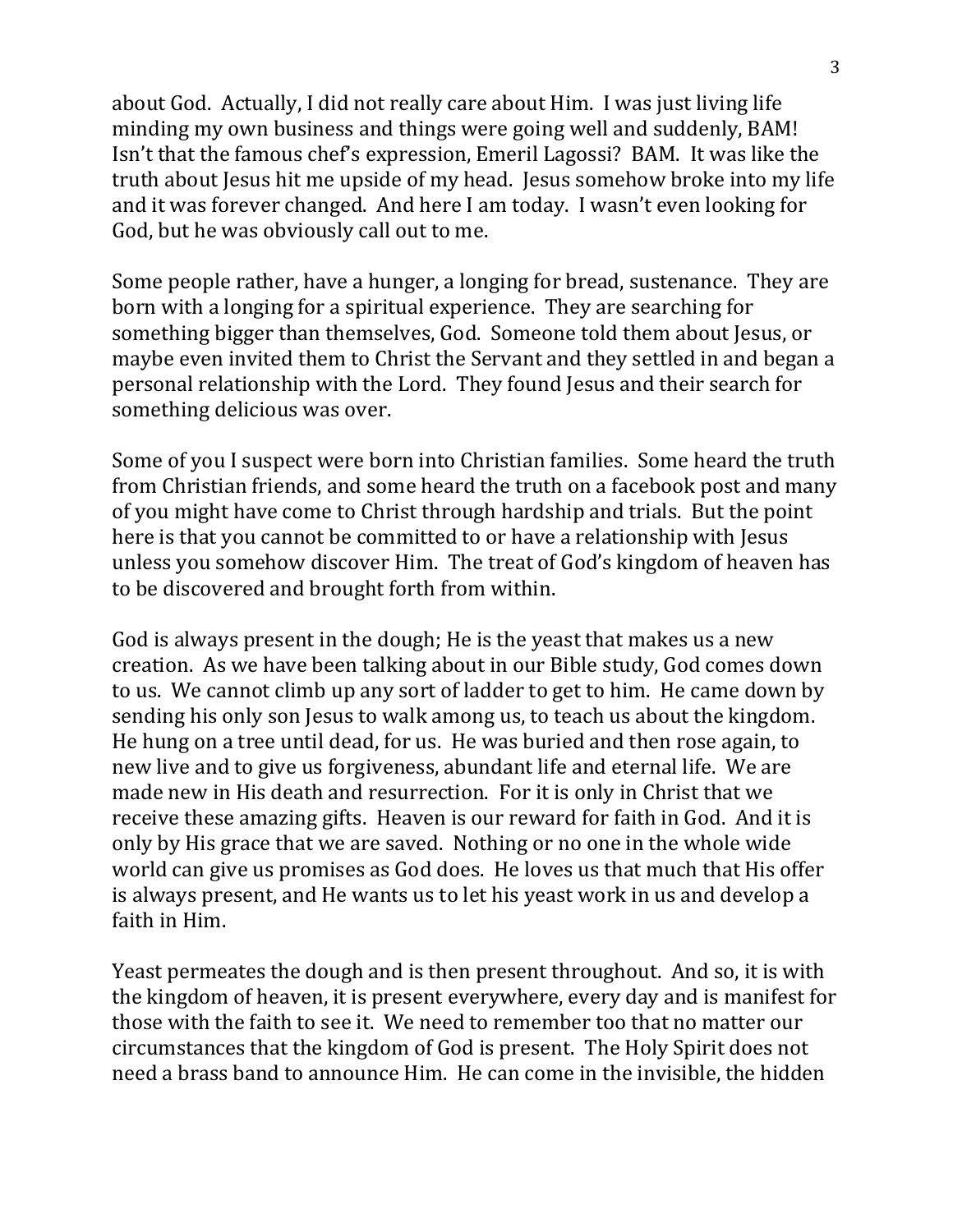about God. Actually, I did not really care about Him. I was just living life minding my own business and things were going well and suddenly, BAM! Isn't that the famous chef's expression, Emeril Lagossi? BAM. It was like the truth about Jesus hit me upside of my head. Jesus somehow broke into my life and it was forever changed. And here I am today. I wasn't even looking for God, but he was obviously call out to me.

Some people rather, have a hunger, a longing for bread, sustenance. They are born with a longing for a spiritual experience. They are searching for something bigger than themselves, God. Someone told them about Jesus, or maybe even invited them to Christ the Servant and they settled in and began a personal relationship with the Lord. They found Jesus and their search for something delicious was over.

Some of you I suspect were born into Christian families. Some heard the truth from Christian friends, and some heard the truth on a facebook post and many of you might have come to Christ through hardship and trials. But the point here is that you cannot be committed to or have a relationship with Jesus unless you somehow discover Him. The treat of God's kingdom of heaven has to be discovered and brought forth from within.

God is always present in the dough; He is the yeast that makes us a new creation. As we have been talking about in our Bible study, God comes down to us. We cannot climb up any sort of ladder to get to him. He came down by sending his only son Jesus to walk among us, to teach us about the kingdom. He hung on a tree until dead, for us. He was buried and then rose again, to new live and to give us forgiveness, abundant life and eternal life. We are made new in His death and resurrection. For it is only in Christ that we receive these amazing gifts. Heaven is our reward for faith in God. And it is only by His grace that we are saved. Nothing or no one in the whole wide world can give us promises as God does. He loves us that much that His offer is always present, and He wants us to let his yeast work in us and develop a faith in Him.

Yeast permeates the dough and is then present throughout. And so, it is with the kingdom of heaven, it is present everywhere, every day and is manifest for those with the faith to see it. We need to remember too that no matter our circumstances that the kingdom of God is present. The Holy Spirit does not need a brass band to announce Him. He can come in the invisible, the hidden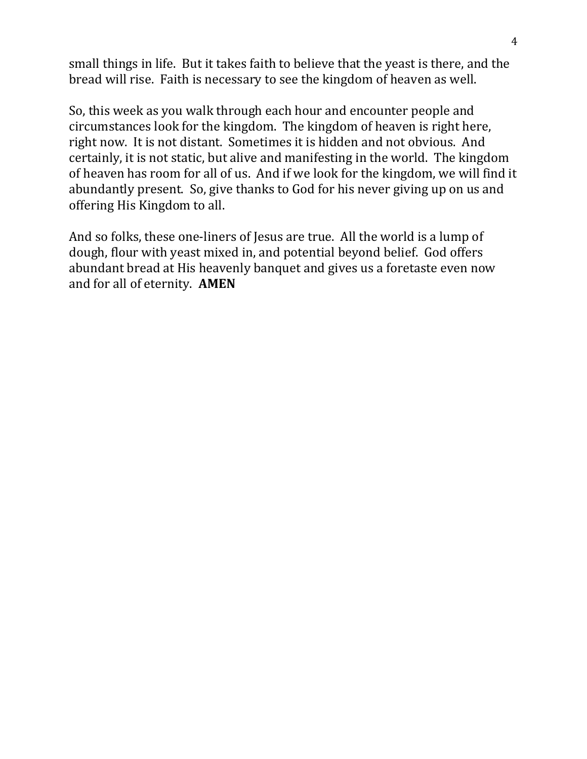small things in life. But it takes faith to believe that the yeast is there, and the bread will rise. Faith is necessary to see the kingdom of heaven as well.

So, this week as you walk through each hour and encounter people and circumstances look for the kingdom. The kingdom of heaven is right here, right now. It is not distant. Sometimes it is hidden and not obvious. And certainly, it is not static, but alive and manifesting in the world. The kingdom of heaven has room for all of us. And if we look for the kingdom, we will find it abundantly present. So, give thanks to God for his never giving up on us and offering His Kingdom to all.

And so folks, these one-liners of Jesus are true. All the world is a lump of dough, flour with yeast mixed in, and potential beyond belief. God offers abundant bread at His heavenly banquet and gives us a foretaste even now and for all of eternity. **AMEN**